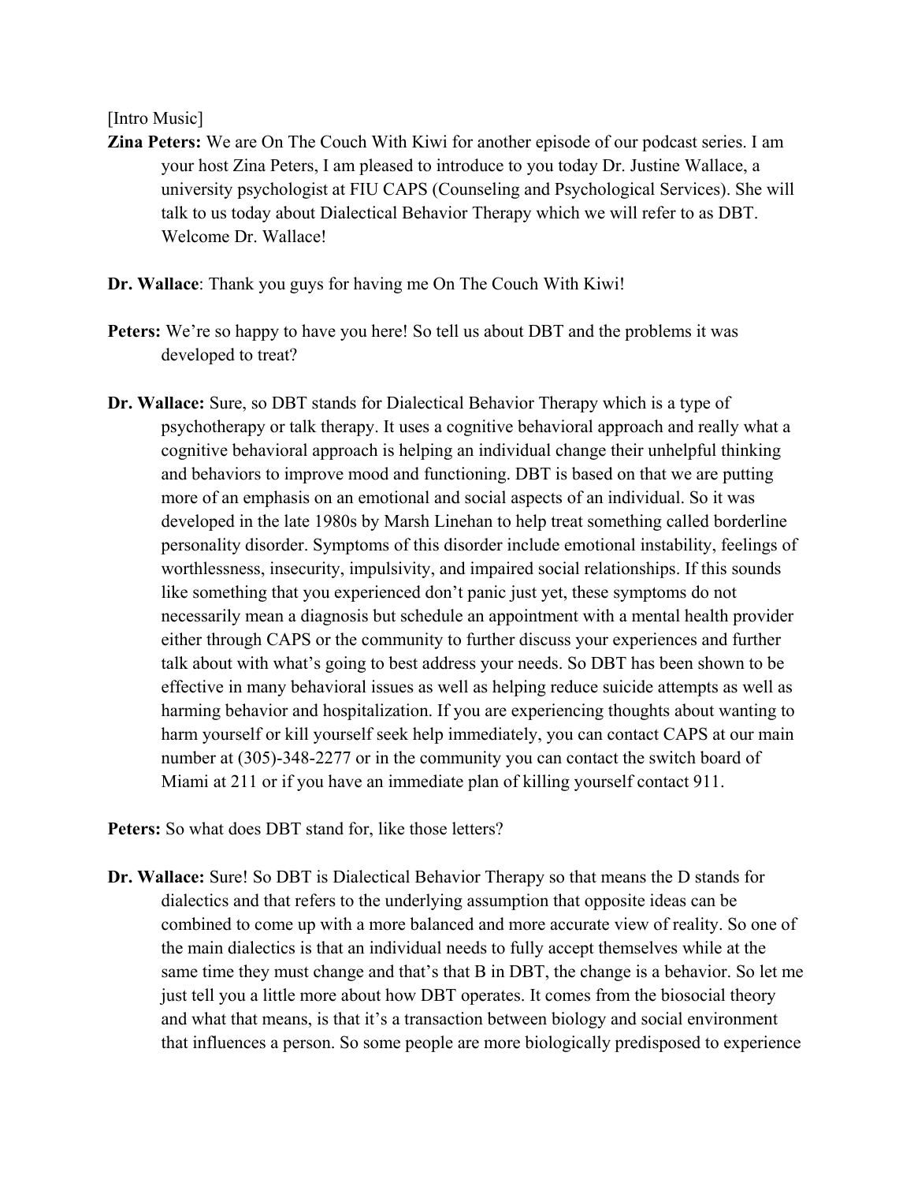[Intro Music]

**Zina Peters:** We are On The Couch With Kiwi for another episode of our podcast series. I am your host Zina Peters, I am pleased to introduce to you today Dr. Justine Wallace, a university psychologist at FIU CAPS (Counseling and Psychological Services). She will talk to us today about Dialectical Behavior Therapy which we will refer to as DBT. Welcome Dr. Wallace!

**Dr. Wallace**: Thank you guys for having me On The Couch With Kiwi!

**Peters:** We're so happy to have you here! So tell us about DBT and the problems it was developed to treat?

**Dr. Wallace:** Sure, so DBT stands for Dialectical Behavior Therapy which is a type of psychotherapy or talk therapy. It uses a cognitive behavioral approach and really what a cognitive behavioral approach is helping an individual change their unhelpful thinking and behaviors to improve mood and functioning. DBT is based on that we are putting more of an emphasis on an emotional and social aspects of an individual. So it was developed in the late 1980s by Marsh Linehan to help treat something called borderline personality disorder. Symptoms of this disorder include emotional instability, feelings of worthlessness, insecurity, impulsivity, and impaired social relationships. If this sounds like something that you experienced don't panic just yet, these symptoms do not necessarily mean a diagnosis but schedule an appointment with a mental health provider either through CAPS or the community to further discuss your experiences and further talk about with what's going to best address your needs. So DBT has been shown to be effective in many behavioral issues as well as helping reduce suicide attempts as well as harming behavior and hospitalization. If you are experiencing thoughts about wanting to harm yourself or kill yourself seek help immediately, you can contact CAPS at our main number at (305)-348-2277 or in the community you can contact the switch board of Miami at 211 or if you have an immediate plan of killing yourself contact 911.

**Peters:** So what does DBT stand for, like those letters?

**Dr. Wallace:** Sure! So DBT is Dialectical Behavior Therapy so that means the D stands for dialectics and that refers to the underlying assumption that opposite ideas can be combined to come up with a more balanced and more accurate view of reality. So one of the main dialectics is that an individual needs to fully accept themselves while at the same time they must change and that's that B in DBT, the change is a behavior. So let me just tell you a little more about how DBT operates. It comes from the biosocial theory and what that means, is that it's a transaction between biology and social environment that influences a person. So some people are more biologically predisposed to experience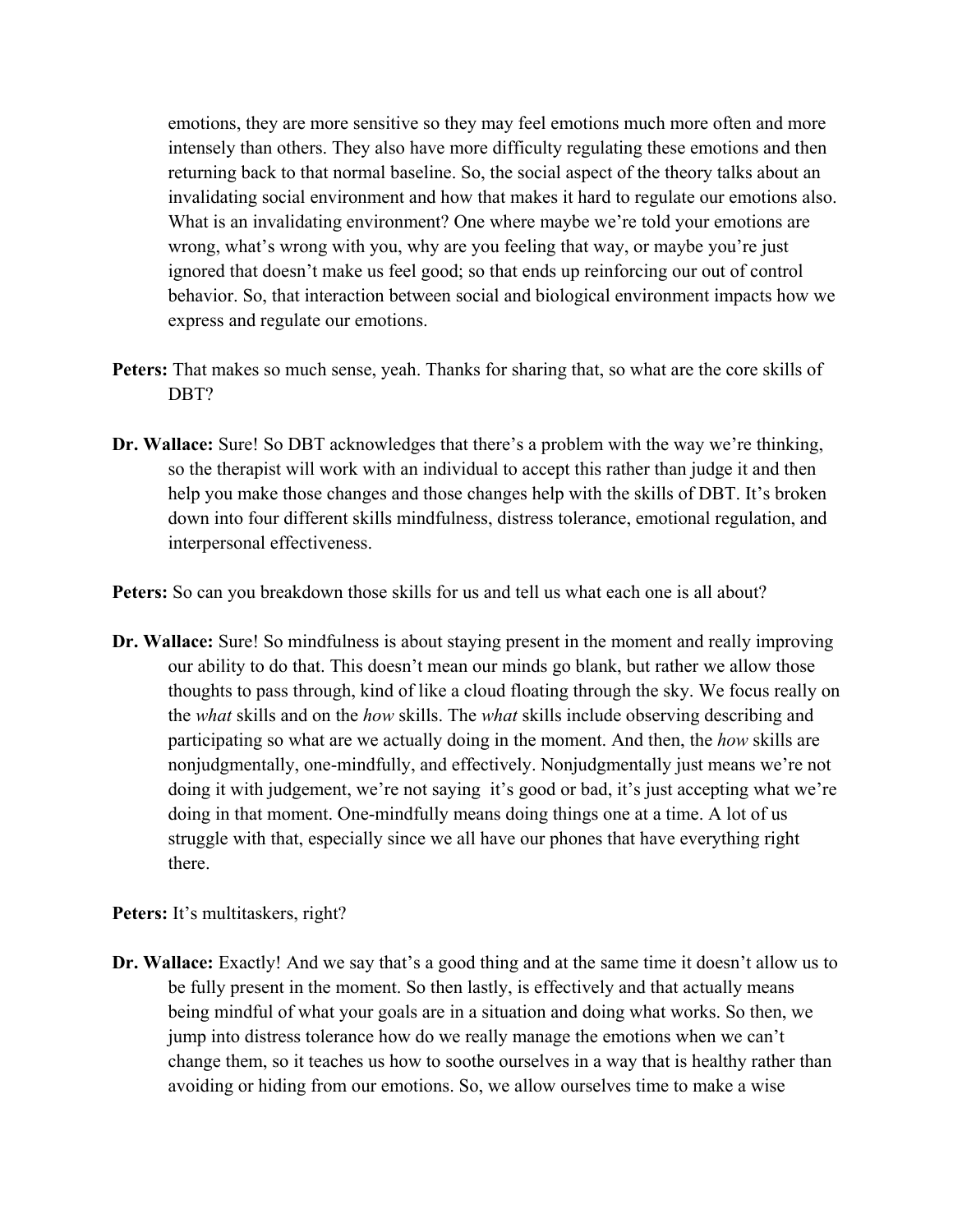emotions, they are more sensitive so they may feel emotions much more often and more intensely than others. They also have more difficulty regulating these emotions and then returning back to that normal baseline. So, the social aspect of the theory talks about an invalidating social environment and how that makes it hard to regulate our emotions also. What is an invalidating environment? One where maybe we're told your emotions are wrong, what's wrong with you, why are you feeling that way, or maybe you're just ignored that doesn't make us feel good; so that ends up reinforcing our out of control behavior. So, that interaction between social and biological environment impacts how we express and regulate our emotions.

**Peters:** That makes so much sense, yeah. Thanks for sharing that, so what are the core skills of DBT?

**Dr. Wallace:** Sure! So DBT acknowledges that there's a problem with the way we're thinking, so the therapist will work with an individual to accept this rather than judge it and then help you make those changes and those changes help with the skills of DBT. It's broken down into four different skills mindfulness, distress tolerance, emotional regulation, and interpersonal effectiveness.

**Peters:** So can you breakdown those skills for us and tell us what each one is all about?

**Dr. Wallace:** Sure! So mindfulness is about staying present in the moment and really improving our ability to do that. This doesn't mean our minds go blank, but rather we allow those thoughts to pass through, kind of like a cloud floating through the sky. We focus really on the *what* skills and on the *how* skills. The *what* skills include observing describing and participating so what are we actually doing in the moment. And then, the *how* skills are nonjudgmentally, one-mindfully, and effectively. Nonjudgmentally just means we're not doing it with judgement, we're not saying it's good or bad, it's just accepting what we're doing in that moment. One-mindfully means doing things one at a time. A lot of us struggle with that, especially since we all have our phones that have everything right there.

**Peters:** It's multitaskers, right?

**Dr. Wallace:** Exactly! And we say that's a good thing and at the same time it doesn't allow us to be fully present in the moment. So then lastly, is effectively and that actually means being mindful of what your goals are in a situation and doing what works. So then, we jump into distress tolerance how do we really manage the emotions when we can't change them, so it teaches us how to soothe ourselves in a way that is healthy rather than avoiding or hiding from our emotions. So, we allow ourselves time to make a wise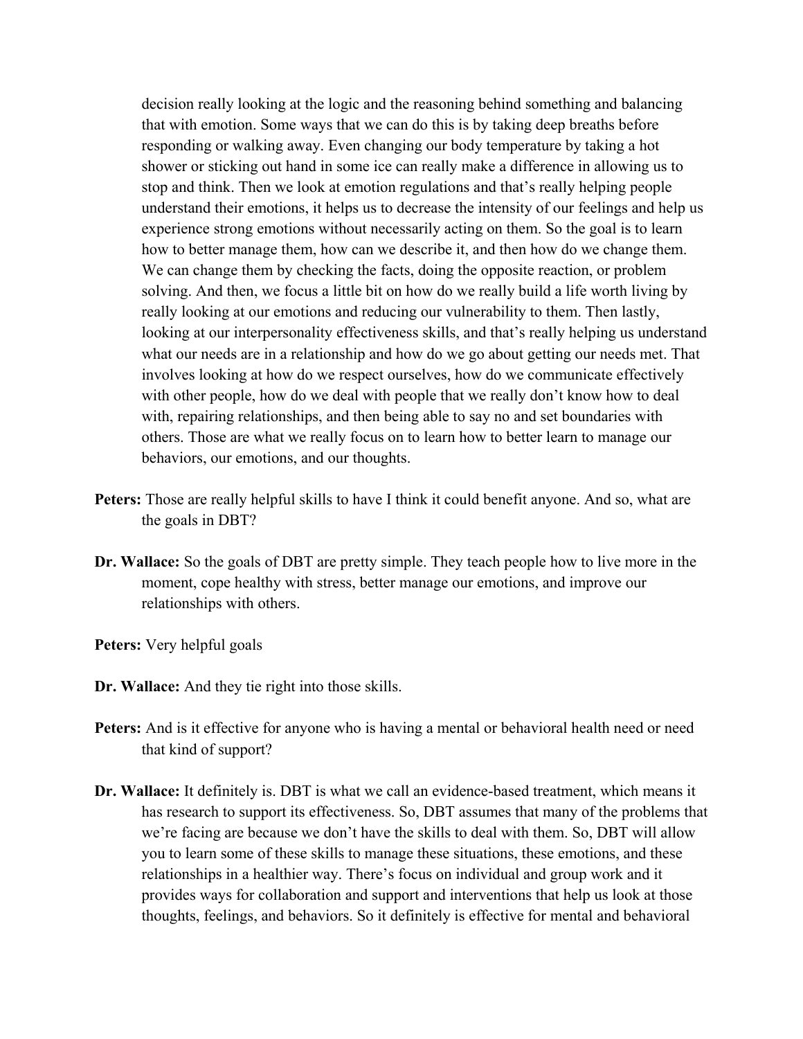decision really looking at the logic and the reasoning behind something and balancing that with emotion. Some ways that we can do this is by taking deep breaths before responding or walking away. Even changing our body temperature by taking a hot shower or sticking out hand in some ice can really make a difference in allowing us to stop and think. Then we look at emotion regulations and that's really helping people understand their emotions, it helps us to decrease the intensity of our feelings and help us experience strong emotions without necessarily acting on them. So the goal is to learn how to better manage them, how can we describe it, and then how do we change them. We can change them by checking the facts, doing the opposite reaction, or problem solving. And then, we focus a little bit on how do we really build a life worth living by really looking at our emotions and reducing our vulnerability to them. Then lastly, looking at our interpersonality effectiveness skills, and that's really helping us understand what our needs are in a relationship and how do we go about getting our needs met. That involves looking at how do we respect ourselves, how do we communicate effectively with other people, how do we deal with people that we really don't know how to deal with, repairing relationships, and then being able to say no and set boundaries with others. Those are what we really focus on to learn how to better learn to manage our behaviors, our emotions, and our thoughts.

**Peters:** Those are really helpful skills to have I think it could benefit anyone. And so, what are the goals in DBT?

**Dr. Wallace:** So the goals of DBT are pretty simple. They teach people how to live more in the moment, cope healthy with stress, better manage our emotions, and improve our relationships with others.

**Peters:** Very helpful goals

**Dr. Wallace:** And they tie right into those skills.

**Peters:** And is it effective for anyone who is having a mental or behavioral health need or need that kind of support?

**Dr. Wallace:** It definitely is. DBT is what we call an evidence-based treatment, which means it has research to support its effectiveness. So, DBT assumes that many of the problems that we're facing are because we don't have the skills to deal with them. So, DBT will allow you to learn some of these skills to manage these situations, these emotions, and these relationships in a healthier way. There's focus on individual and group work and it provides ways for collaboration and support and interventions that help us look at those thoughts, feelings, and behaviors. So it definitely is effective for mental and behavioral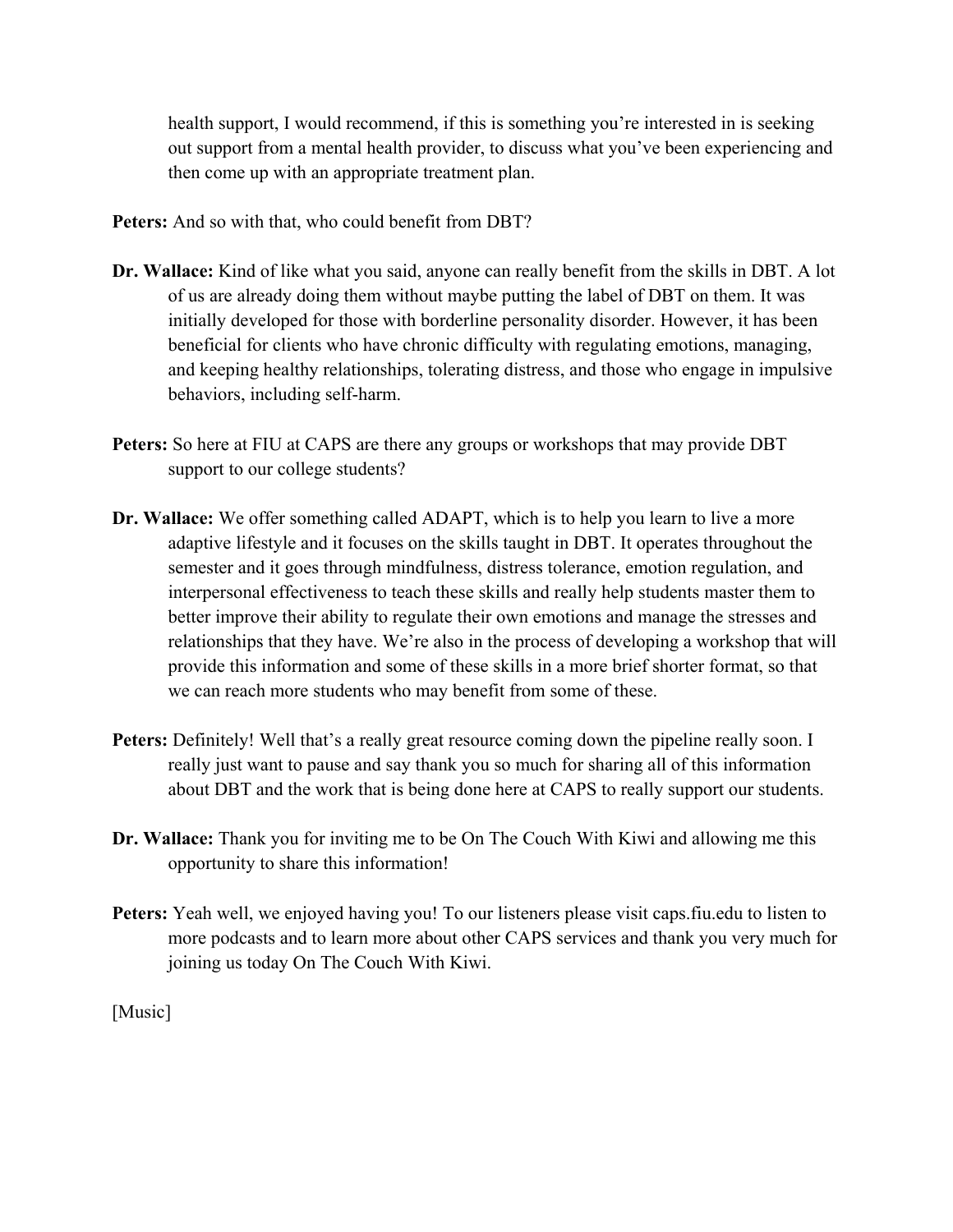health support, I would recommend, if this is something you're interested in is seeking out support from a mental health provider, to discuss what you've been experiencing and then come up with an appropriate treatment plan.

**Peters:** And so with that, who could benefit from DBT?

**Dr. Wallace:** Kind of like what you said, anyone can really benefit from the skills in DBT. A lot of us are already doing them without maybe putting the label of DBT on them. It was initially developed for those with borderline personality disorder. However, it has been beneficial for clients who have chronic difficulty with regulating emotions, managing, and keeping healthy relationships, tolerating distress, and those who engage in impulsive behaviors, including self-harm.

**Peters:** So here at FIU at CAPS are there any groups or workshops that may provide DBT support to our college students?

**Dr. Wallace:** We offer something called ADAPT, which is to help you learn to live a more adaptive lifestyle and it focuses on the skills taught in DBT. It operates throughout the semester and it goes through mindfulness, distress tolerance, emotion regulation, and interpersonal effectiveness to teach these skills and really help students master them to better improve their ability to regulate their own emotions and manage the stresses and relationships that they have. We're also in the process of developing a workshop that will provide this information and some of these skills in a more brief shorter format, so that we can reach more students who may benefit from some of these.

**Peters:** Definitely! Well that's a really great resource coming down the pipeline really soon. I really just want to pause and say thank you so much for sharing all of this information about DBT and the work that is being done here at CAPS to really support our students.

**Dr. Wallace:** Thank you for inviting me to be On The Couch With Kiwi and allowing me this opportunity to share this information!

**Peters:** Yeah well, we enjoyed having you! To our listeners please visit caps.fiu.edu to listen to more podcasts and to learn more about other CAPS services and thank you very much for joining us today On The Couch With Kiwi.

[Music]